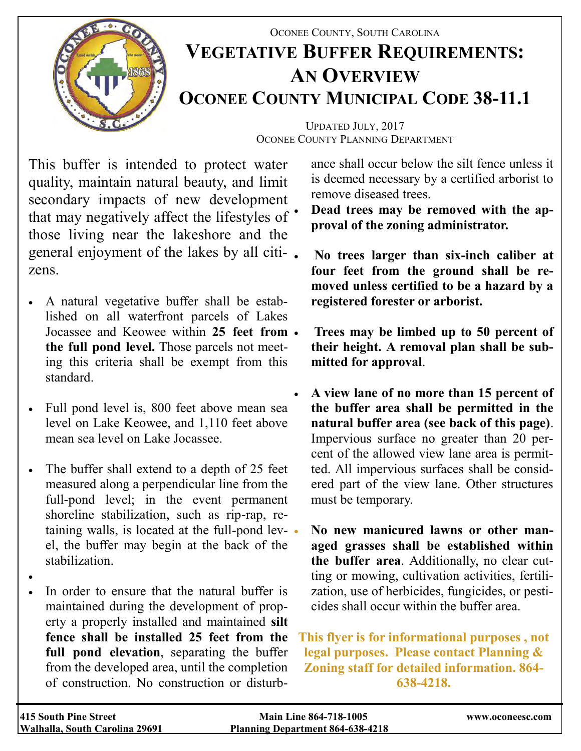Oconee County, South Carolina

# Vegetative Buffer Requirements: An Overview

# Oconee County Municipal Code 38-11.1

Updated July, 2017
Oconee County Planning Department

This buffer is intended to protect water quality, maintain natural beauty, and limit secondary impacts of new development that may negatively affect the lifestyles of those living near the lakeshore and the general enjoyment of the lakes by all citizens.

- A natural vegetative buffer shall be established on all waterfront parcels of Lakes Jocassee and Keowee within **25 feet from the full pond level.** Those parcels not meeting this criteria shall be exempt from this standard.
- Full pond level is, 800 feet above mean sea level on Lake Keowee, and 1,110 feet above mean sea level on Lake Jocassee.
- The buffer shall extend to a depth of 25 feet measured along a perpendicular line from the full-pond level; in the event permanent shoreline stabilization, such as rip-rap, retaining walls, is located at the full-pond level, the buffer may begin at the back of the stabilization.
- In order to ensure that the natural buffer is maintained during the development of property a properly installed and maintained **silt fence shall be installed 25 feet from the full pond elevation**, separating the buffer from the developed area, until the completion of construction. No construction or disturbance shall occur below the silt fence unless it is deemed necessary by a certified arborist to remove diseased trees.
- **Dead trees may be removed with the approval of the zoning administrator.**
- **No trees larger than six-inch caliber at four feet from the ground shall be removed unless certified to be a hazard by a registered forester or arborist.**
- **Trees may be limbed up to 50 percent of their height. A removal plan shall be submitted for approval**.
- **A view lane of no more than 15 percent of the buffer area shall be permitted in the natural buffer area (see back of this page)**. Impervious surface no greater than 20 percent of the allowed view lane area is permitted. All impervious surfaces shall be considered part of the view lane. Other structures must be temporary.
- **No new manicured lawns or other managed grasses shall be established within the buffer area**. Additionally, no clear cutting or mowing, cultivation activities, fertilization, use of herbicides, fungicides, or pesticides shall occur within the buffer area.

**This flyer is for informational purposes , not legal purposes. Please contact Planning & Zoning staff for detailed information. 864-638-4218.**

**415 South Pine Street**
**Walhalla, South Carolina 29691**

**Main Line 864-718-1005**
**Planning Department 864-638-4218**

**www.oconeesc.com**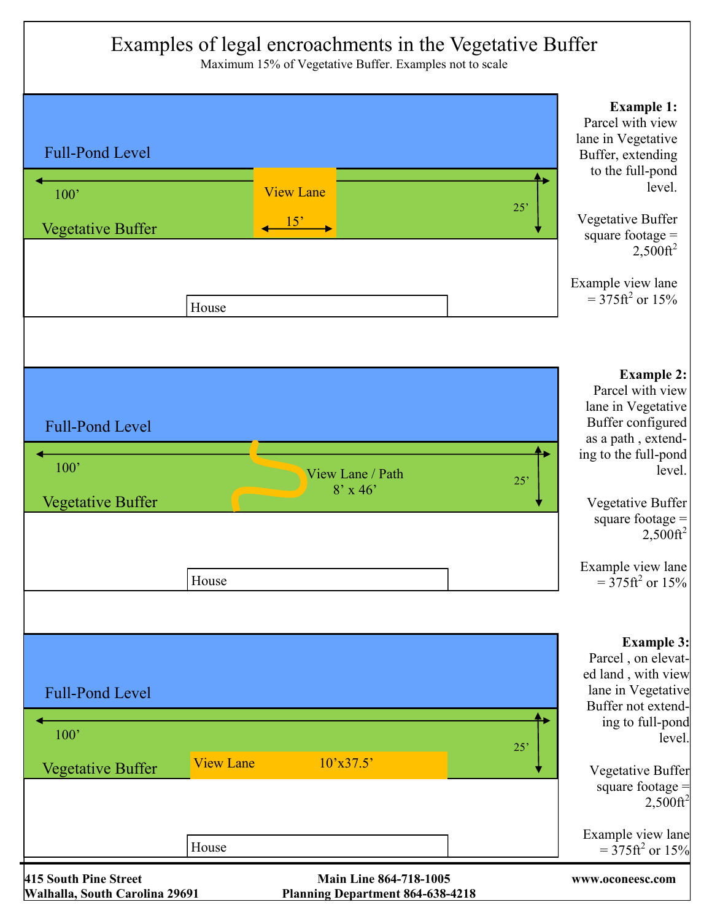# Examples of legal encroachments in the Vegetative Buffer

Maximum 15% of Vegetative Buffer. Examples not to scale

Full-Pond Level

100'

View Lane

25'

15'

Vegetative Buffer

House

**Example 1:** Parcel with view lane in Vegetative Buffer, extending to the full-pond level.

Vegetative Buffer square footage = 2,500ft$^2$

Example view lane = 375ft$^2$ or 15%

Full-Pond Level

100'

View Lane / Path
8' x 46'

25'

Vegetative Buffer

House

**Example 2:** Parcel with view lane in Vegetative Buffer configured as a path , extending to the full-pond level.

Vegetative Buffer square footage = 2,500ft$^2$

Example view lane = 375ft$^2$ or 15%

Full-Pond Level

100'

25'

Vegetative Buffer

View Lane 10'x37.5'

House

**Example 3:** Parcel , on elevated land , with view lane in Vegetative Buffer not extending to full-pond level.

Vegetative Buffer square footage = 2,500ft$^2$

Example view lane = 375ft$^2$ or 15%

**415 South Pine Street**
**Walhalla, South Carolina 29691**

**Main Line 864-718-1005**
**Planning Department 864-638-4218**

**www.oconeesc.com**